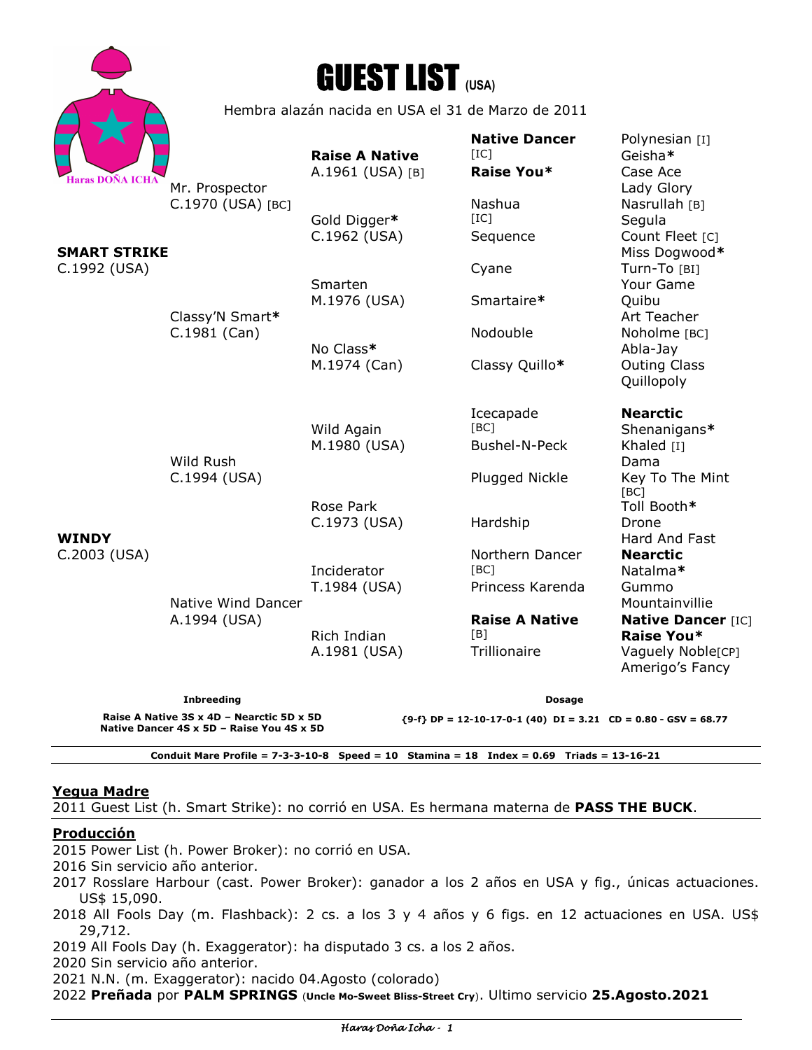# GUEST LIST (USA)

Hembra alazán nacida en USA el 31 de Marzo de 2011

Haras DOÑA ICHA

| | | | |
|---|---|---|---|
| **SMART STRIKE** C.1992 (USA) | Mr. Prospector C.1970 (USA) [BC] | **Raise A Native** A.1961 (USA) [B] | **Native Dancer** [IC] |
| | | | **Raise You*** |
| | | Gold Digger* C.1962 (USA) | Nashua [IC] |
| | | | Sequence |
| | Classy'N Smart* C.1981 (Can) | Smarten M.1976 (USA) | Cyane |
| | | | Smartaire* |
| | | No Class* M.1974 (Can) | Nodouble |
| | | | Classy Quillo* |
| **WINDY** C.2003 (USA) | Wild Rush C.1994 (USA) | Wild Again M.1980 (USA) | Icecapade [BC] |
| | | | Bushel-N-Peck |
| | | Rose Park C.1973 (USA) | Plugged Nickle |
| | | | Hardship |
| | Native Wind Dancer A.1994 (USA) | Inciderator T.1984 (USA) | Northern Dancer [BC] |
| | | | Princess Karenda |
| | | Rich Indian A.1981 (USA) | **Raise A Native** [B] |
| | | | Trillionaire |

Quinta generación: Polynesian [I], Geisha*, Case Ace, Lady Glory, Nasrullah [B], Segula, Count Fleet [C], Miss Dogwood*, Turn-To [BI], Your Game, Quibu, Art Teacher, Noholme [BC], Abla-Jay, Outing Class, Quillopoly, **Nearctic**, Shenanigans*, Khaled [I], Dama, Key To The Mint [BC], Toll Booth*, Drone, Hard And Fast, **Nearctic**, Natalma*, Gummo, Mountainvillie, **Native Dancer** [IC], **Raise You***, Vaguely Noble[CP], Amerigo's Fancy

**Inbreeding**

**Raise A Native 3S x 4D – Nearctic 5D x 5D**
**Native Dancer 4S x 5D – Raise You 4S x 5D**

**Dosage**

**{9-f} DP = 12-10-17-0-1 (40) DI = 3.21 CD = 0.80 - GSV = 68.77**

**Conduit Mare Profile = 7-3-3-10-8 Speed = 10 Stamina = 18 Index = 0.69 Triads = 13-16-21**

## Yegua Madre

2011 Guest List (h. Smart Strike): no corrió en USA. Es hermana materna de **PASS THE BUCK**.

## Producción

2015 Power List (h. Power Broker): no corrió en USA.
2016 Sin servicio año anterior.
2017 Rosslare Harbour (cast. Power Broker): ganador a los 2 años en USA y fig., únicas actuaciones. US$ 15,090.
2018 All Fools Day (m. Flashback): 2 cs. a los 3 y 4 años y 6 figs. en 12 actuaciones en USA. US$ 29,712.
2019 All Fools Day (h. Exaggerator): ha disputado 3 cs. a los 2 años.
2020 Sin servicio año anterior.
2021 N.N. (m. Exaggerator): nacido 04.Agosto (colorado)
2022 **Preñada** por **PALM SPRINGS** (**Uncle Mo-Sweet Bliss-Street Cry**). Ultimo servicio **25.Agosto.2021**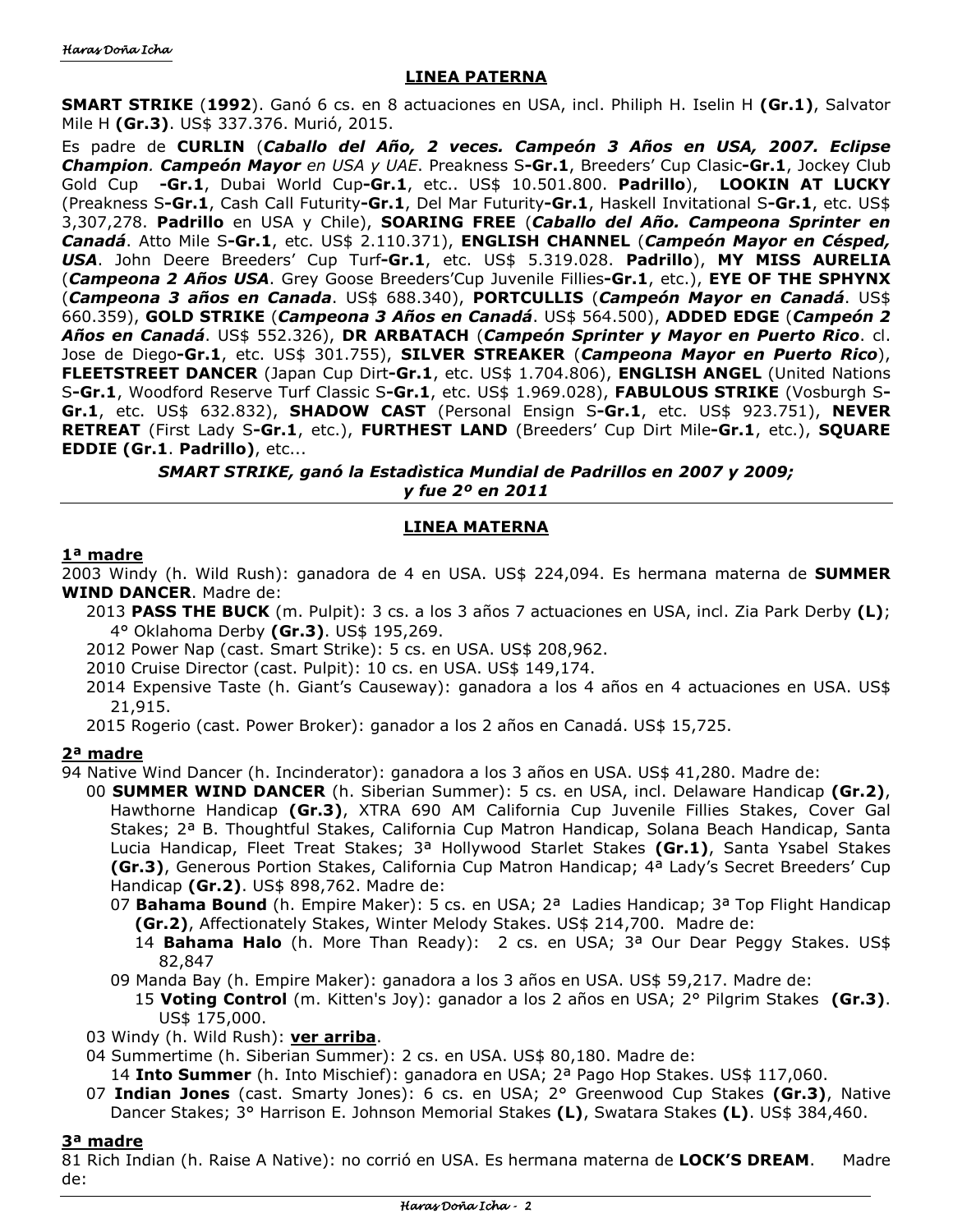## LINEA PATERNA

**SMART STRIKE** (**1992**). Ganó 6 cs. en 8 actuaciones en USA, incl. Philiph H. Iselin H **(Gr.1)**, Salvator Mile H **(Gr.3)**. US$ 337.376. Murió, 2015.

Es padre de **CURLIN** (***Caballo del Año, 2 veces. Campeón 3 Años en USA, 2007. Eclipse Champion*. *Campeón Mayor*** *en USA y UAE*. Preakness S**-Gr.1**, Breeders' Cup Clasic**-Gr.1**, Jockey Club Gold Cup **-Gr.1**, Dubai World Cup**-Gr.1**, etc.. US$ 10.501.800. **Padrillo**), **LOOKIN AT LUCKY** (Preakness S**-Gr.1**, Cash Call Futurity**-Gr.1**, Del Mar Futurity**-Gr.1**, Haskell Invitational S**-Gr.1**, etc. US$ 3,307,278. **Padrillo** en USA y Chile), **SOARING FREE** (***Caballo del Año. Campeona Sprinter en Canadá***. Atto Mile S**-Gr.1**, etc. US$ 2.110.371), **ENGLISH CHANNEL** (***Campeón Mayor en Césped, USA***. John Deere Breeders' Cup Turf**-Gr.1**, etc. US$ 5.319.028. **Padrillo**), **MY MISS AURELIA** (***Campeona 2 Años USA***. Grey Goose Breeders'Cup Juvenile Fillies**-Gr.1**, etc.), **EYE OF THE SPHYNX** (***Campeona 3 años en Canada***. US$ 688.340), **PORTCULLIS** (***Campeón Mayor en Canadá***. US$ 660.359), **GOLD STRIKE** (***Campeona 3 Años en Canadá***. US$ 564.500), **ADDED EDGE** (***Campeón 2 Años en Canadá***. US$ 552.326), **DR ARBATACH** (***Campeón Sprinter y Mayor en Puerto Rico***. cl. Jose de Diego**-Gr.1**, etc. US$ 301.755), **SILVER STREAKER** (***Campeona Mayor en Puerto Rico***), **FLEETSTREET DANCER** (Japan Cup Dirt**-Gr.1**, etc. US$ 1.704.806), **ENGLISH ANGEL** (United Nations S**-Gr.1**, Woodford Reserve Turf Classic S**-Gr.1**, etc. US$ 1.969.028), **FABULOUS STRIKE** (Vosburgh S**-Gr.1**, etc. US$ 632.832), **SHADOW CAST** (Personal Ensign S**-Gr.1**, etc. US$ 923.751), **NEVER RETREAT** (First Lady S**-Gr.1**, etc.), **FURTHEST LAND** (Breeders' Cup Dirt Mile**-Gr.1**, etc.), **SQUARE EDDIE (Gr.1**. **Padrillo)**, etc...

***SMART STRIKE, ganó la Estadìstica Mundial de Padrillos en 2007 y 2009; y fue 2º en 2011***

---

## LINEA MATERNA

### 1ª madre

2003 Windy (h. Wild Rush): ganadora de 4 en USA. US$ 224,094. Es hermana materna de **SUMMER WIND DANCER**. Madre de:

- 2013 **PASS THE BUCK** (m. Pulpit): 3 cs. a los 3 años 7 actuaciones en USA, incl. Zia Park Derby **(L)**; 4° Oklahoma Derby **(Gr.3)**. US$ 195,269.
- 2012 Power Nap (cast. Smart Strike): 5 cs. en USA. US$ 208,962.
- 2010 Cruise Director (cast. Pulpit): 10 cs. en USA. US$ 149,174.
- 2014 Expensive Taste (h. Giant's Causeway): ganadora a los 4 años en 4 actuaciones en USA. US$ 21,915.
- 2015 Rogerio (cast. Power Broker): ganador a los 2 años en Canadá. US$ 15,725.

### 2ª madre

94 Native Wind Dancer (h. Incinderator): ganadora a los 3 años en USA. US$ 41,280. Madre de:

- 00 **SUMMER WIND DANCER** (h. Siberian Summer): 5 cs. en USA, incl. Delaware Handicap **(Gr.2)**, Hawthorne Handicap **(Gr.3)**, XTRA 690 AM California Cup Juvenile Fillies Stakes, Cover Gal Stakes; 2ª B. Thoughtful Stakes, California Cup Matron Handicap, Solana Beach Handicap, Santa Lucia Handicap, Fleet Treat Stakes; 3ª Hollywood Starlet Stakes **(Gr.1)**, Santa Ysabel Stakes **(Gr.3)**, Generous Portion Stakes, California Cup Matron Handicap; 4ª Lady's Secret Breeders' Cup Handicap **(Gr.2)**. US$ 898,762. Madre de:
  - 07 **Bahama Bound** (h. Empire Maker): 5 cs. en USA; 2ª Ladies Handicap; 3ª Top Flight Handicap **(Gr.2)**, Affectionately Stakes, Winter Melody Stakes. US$ 214,700. Madre de:
    - 14 **Bahama Halo** (h. More Than Ready): 2 cs. en USA; 3ª Our Dear Peggy Stakes. US$ 82,847
  - 09 Manda Bay (h. Empire Maker): ganadora a los 3 años en USA. US$ 59,217. Madre de:
    - 15 **Voting Control** (m. Kitten's Joy): ganador a los 2 años en USA; 2° Pilgrim Stakes **(Gr.3)**. US$ 175,000.
- 03 Windy (h. Wild Rush): **ver arriba**.
- 04 Summertime (h. Siberian Summer): 2 cs. en USA. US$ 80,180. Madre de:
  - 14 **Into Summer** (h. Into Mischief): ganadora en USA; 2ª Pago Hop Stakes. US$ 117,060.
- 07 **Indian Jones** (cast. Smarty Jones): 6 cs. en USA; 2° Greenwood Cup Stakes **(Gr.3)**, Native Dancer Stakes; 3° Harrison E. Johnson Memorial Stakes **(L)**, Swatara Stakes **(L)**. US$ 384,460.

### 3ª madre

81 Rich Indian (h. Raise A Native): no corrió en USA. Es hermana materna de **LOCK'S DREAM**. Madre de: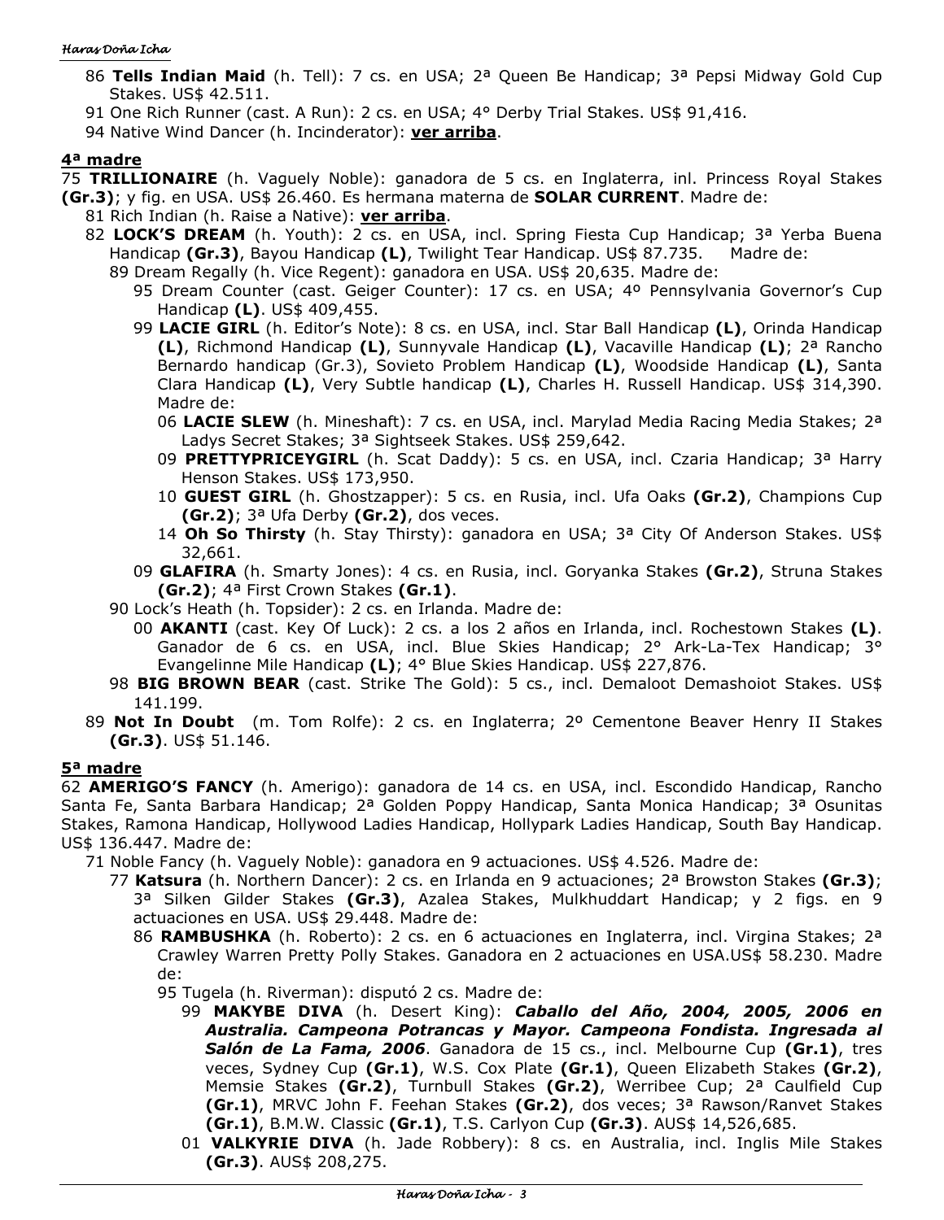- 86 **Tells Indian Maid** (h. Tell): 7 cs. en USA; 2ª Queen Be Handicap; 3ª Pepsi Midway Gold Cup Stakes. US$ 42.511.
- 91 One Rich Runner (cast. A Run): 2 cs. en USA; 4° Derby Trial Stakes. US$ 91,416.
- 94 Native Wind Dancer (h. Incinderator): **ver arriba**.

## 4ª madre

75 **TRILLIONAIRE** (h. Vaguely Noble): ganadora de 5 cs. en Inglaterra, inl. Princess Royal Stakes **(Gr.3)**; y fig. en USA. US$ 26.460. Es hermana materna de **SOLAR CURRENT**. Madre de:

- 81 Rich Indian (h. Raise a Native): **ver arriba**.
- 82 **LOCK'S DREAM** (h. Youth): 2 cs. en USA, incl. Spring Fiesta Cup Handicap; 3ª Yerba Buena Handicap **(Gr.3)**, Bayou Handicap **(L)**, Twilight Tear Handicap. US$ 87.735. Madre de:
  - 89 Dream Regally (h. Vice Regent): ganadora en USA. US$ 20,635. Madre de:
    - 95 Dream Counter (cast. Geiger Counter): 17 cs. en USA; 4º Pennsylvania Governor's Cup Handicap **(L)**. US$ 409,455.
    - 99 **LACIE GIRL** (h. Editor's Note): 8 cs. en USA, incl. Star Ball Handicap **(L)**, Orinda Handicap **(L)**, Richmond Handicap **(L)**, Sunnyvale Handicap **(L)**, Vacaville Handicap **(L)**; 2ª Rancho Bernardo handicap (Gr.3), Sovieto Problem Handicap **(L)**, Woodside Handicap **(L)**, Santa Clara Handicap **(L)**, Very Subtle handicap **(L)**, Charles H. Russell Handicap. US$ 314,390. Madre de:
      - 06 **LACIE SLEW** (h. Mineshaft): 7 cs. en USA, incl. Marylad Media Racing Media Stakes; 2ª Ladys Secret Stakes; 3ª Sightseek Stakes. US$ 259,642.
      - 09 **PRETTYPRICEYGIRL** (h. Scat Daddy): 5 cs. en USA, incl. Czaria Handicap; 3ª Harry Henson Stakes. US$ 173,950.
      - 10 **GUEST GIRL** (h. Ghostzapper): 5 cs. en Rusia, incl. Ufa Oaks **(Gr.2)**, Champions Cup **(Gr.2)**; 3ª Ufa Derby **(Gr.2)**, dos veces.
      - 14 **Oh So Thirsty** (h. Stay Thirsty): ganadora en USA; 3ª City Of Anderson Stakes. US$ 32,661.
    - 09 **GLAFIRA** (h. Smarty Jones): 4 cs. en Rusia, incl. Goryanka Stakes **(Gr.2)**, Struna Stakes **(Gr.2)**; 4ª First Crown Stakes **(Gr.1)**.
  - 90 Lock's Heath (h. Topsider): 2 cs. en Irlanda. Madre de:
    - 00 **AKANTI** (cast. Key Of Luck): 2 cs. a los 2 años en Irlanda, incl. Rochestown Stakes **(L)**. Ganador de 6 cs. en USA, incl. Blue Skies Handicap; 2° Ark-La-Tex Handicap; 3° Evangelinne Mile Handicap **(L)**; 4° Blue Skies Handicap. US$ 227,876.
  - 98 **BIG BROWN BEAR** (cast. Strike The Gold): 5 cs., incl. Demaloot Demashoiot Stakes. US$ 141.199.
- 89 **Not In Doubt** (m. Tom Rolfe): 2 cs. en Inglaterra; 2º Cementone Beaver Henry II Stakes **(Gr.3)**. US$ 51.146.

## 5ª madre

62 **AMERIGO'S FANCY** (h. Amerigo): ganadora de 14 cs. en USA, incl. Escondido Handicap, Rancho Santa Fe, Santa Barbara Handicap; 2ª Golden Poppy Handicap, Santa Monica Handicap; 3ª Osunitas Stakes, Ramona Handicap, Hollywood Ladies Handicap, Hollypark Ladies Handicap, South Bay Handicap. US$ 136.447. Madre de:

- 71 Noble Fancy (h. Vaguely Noble): ganadora en 9 actuaciones. US$ 4.526. Madre de:
  - 77 **Katsura** (h. Northern Dancer): 2 cs. en Irlanda en 9 actuaciones; 2ª Browston Stakes **(Gr.3)**; 3ª Silken Gilder Stakes **(Gr.3)**, Azalea Stakes, Mulkhuddart Handicap; y 2 figs. en 9 actuaciones en USA. US$ 29.448. Madre de:
    - 86 **RAMBUSHKA** (h. Roberto): 2 cs. en 6 actuaciones en Inglaterra, incl. Virgina Stakes; 2ª Crawley Warren Pretty Polly Stakes. Ganadora en 2 actuaciones en USA.US$ 58.230. Madre de:
      - 95 Tugela (h. Riverman): disputó 2 cs. Madre de:
        - 99 **MAKYBE DIVA** (h. Desert King): ***Caballo del Año, 2004, 2005, 2006 en Australia. Campeona Potrancas y Mayor. Campeona Fondista. Ingresada al Salón de La Fama, 2006***. Ganadora de 15 cs., incl. Melbourne Cup **(Gr.1)**, tres veces, Sydney Cup **(Gr.1)**, W.S. Cox Plate **(Gr.1)**, Queen Elizabeth Stakes **(Gr.2)**, Memsie Stakes **(Gr.2)**, Turnbull Stakes **(Gr.2)**, Werribee Cup; 2ª Caulfield Cup **(Gr.1)**, MRVC John F. Feehan Stakes **(Gr.2)**, dos veces; 3ª Rawson/Ranvet Stakes **(Gr.1)**, B.M.W. Classic **(Gr.1)**, T.S. Carlyon Cup **(Gr.3)**. AUS$ 14,526,685.
        - 01 **VALKYRIE DIVA** (h. Jade Robbery): 8 cs. en Australia, incl. Inglis Mile Stakes **(Gr.3)**. AUS$ 208,275.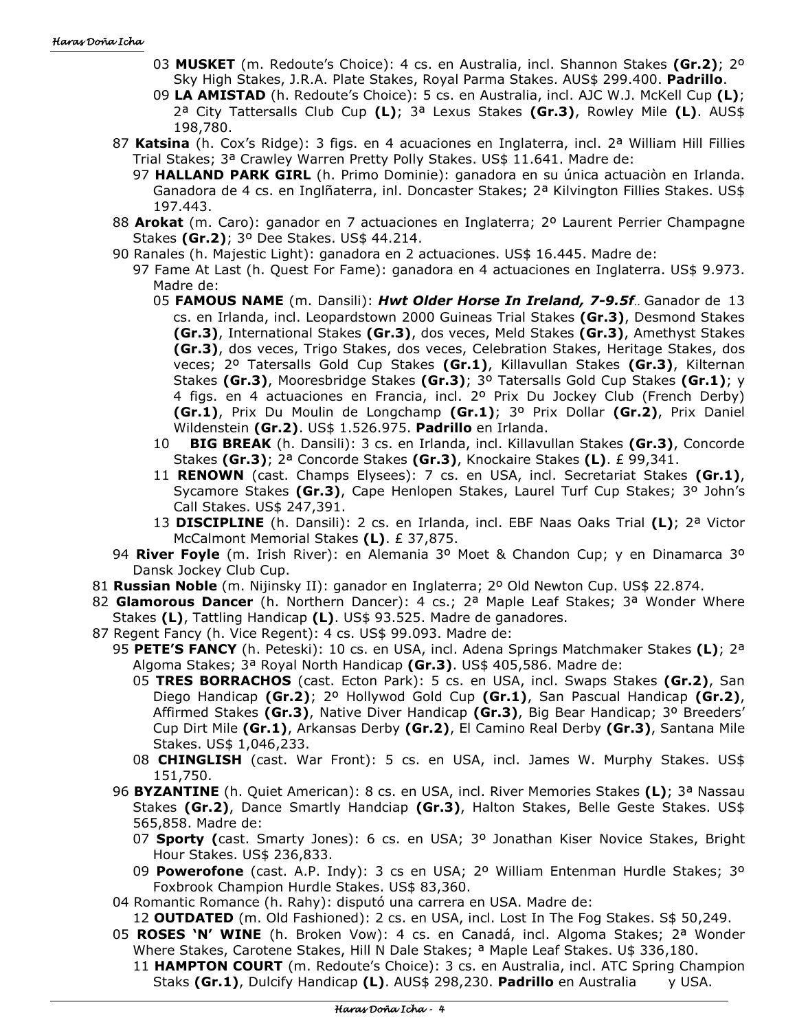- 03 **MUSKET** (m. Redoute's Choice): 4 cs. en Australia, incl. Shannon Stakes **(Gr.2)**; 2º Sky High Stakes, J.R.A. Plate Stakes, Royal Parma Stakes. AUS$ 299.400. **Padrillo**.
- 09 **LA AMISTAD** (h. Redoute's Choice): 5 cs. en Australia, incl. AJC W.J. McKell Cup **(L)**; 2ª City Tattersalls Club Cup **(L)**; 3ª Lexus Stakes **(Gr.3)**, Rowley Mile **(L)**. AUS$ 198,780.

87 **Katsina** (h. Cox's Ridge): 3 figs. en 4 acuaciones en Inglaterra, incl. 2ª William Hill Fillies Trial Stakes; 3ª Crawley Warren Pretty Polly Stakes. US$ 11.641. Madre de:

- 97 **HALLAND PARK GIRL** (h. Primo Dominie): ganadora en su única actuaciòn en Irlanda. Ganadora de 4 cs. en Inglñaterra, inl. Doncaster Stakes; 2ª Kilvington Fillies Stakes. US$ 197.443.

88 **Arokat** (m. Caro): ganador en 7 actuaciones en Inglaterra; 2º Laurent Perrier Champagne Stakes **(Gr.2)**; 3º Dee Stakes. US$ 44.214.

90 Ranales (h. Majestic Light): ganadora en 2 actuaciones. US$ 16.445. Madre de:

- 97 Fame At Last (h. Quest For Fame): ganadora en 4 actuaciones en Inglaterra. US$ 9.973. Madre de:
  - 05 **FAMOUS NAME** (m. Dansili): ***Hwt Older Horse In Ireland, 7-9.5f***.. Ganador de 13 cs. en Irlanda, incl. Leopardstown 2000 Guineas Trial Stakes **(Gr.3)**, Desmond Stakes **(Gr.3)**, International Stakes **(Gr.3)**, dos veces, Meld Stakes **(Gr.3)**, Amethyst Stakes **(Gr.3)**, dos veces, Trigo Stakes, dos veces, Celebration Stakes, Heritage Stakes, dos veces; 2º Tatersalls Gold Cup Stakes **(Gr.1)**, Killavullan Stakes **(Gr.3)**, Kilternan Stakes **(Gr.3)**, Mooresbridge Stakes **(Gr.3)**; 3º Tatersalls Gold Cup Stakes **(Gr.1)**; y 4 figs. en 4 actuaciones en Francia, incl. 2º Prix Du Jockey Club (French Derby) **(Gr.1)**, Prix Du Moulin de Longchamp **(Gr.1)**; 3º Prix Dollar **(Gr.2)**, Prix Daniel Wildenstein **(Gr.2)**. US$ 1.526.975. **Padrillo** en Irlanda.
  - 10 **BIG BREAK** (h. Dansili): 3 cs. en Irlanda, incl. Killavullan Stakes **(Gr.3)**, Concorde Stakes **(Gr.3)**; 2ª Concorde Stakes **(Gr.3)**, Knockaire Stakes **(L)**. £ 99,341.
  - 11 **RENOWN** (cast. Champs Elysees): 7 cs. en USA, incl. Secretariat Stakes **(Gr.1)**, Sycamore Stakes **(Gr.3)**, Cape Henlopen Stakes, Laurel Turf Cup Stakes; 3º John's Call Stakes. US$ 247,391.
  - 13 **DISCIPLINE** (h. Dansili): 2 cs. en Irlanda, incl. EBF Naas Oaks Trial **(L)**; 2ª Victor McCalmont Memorial Stakes **(L)**. £ 37,875.

94 **River Foyle** (m. Irish River): en Alemania 3º Moet & Chandon Cup; y en Dinamarca 3º Dansk Jockey Club Cup.

81 **Russian Noble** (m. Nijinsky II): ganador en Inglaterra; 2º Old Newton Cup. US$ 22.874.

82 **Glamorous Dancer** (h. Northern Dancer): 4 cs.; 2ª Maple Leaf Stakes; 3ª Wonder Where Stakes **(L)**, Tattling Handicap **(L)**. US$ 93.525. Madre de ganadores.

87 Regent Fancy (h. Vice Regent): 4 cs. US$ 99.093. Madre de:

- 95 **PETE'S FANCY** (h. Peteski): 10 cs. en USA, incl. Adena Springs Matchmaker Stakes **(L)**; 2ª Algoma Stakes; 3ª Royal North Handicap **(Gr.3)**. US$ 405,586. Madre de:
  - 05 **TRES BORRACHOS** (cast. Ecton Park): 5 cs. en USA, incl. Swaps Stakes **(Gr.2)**, San Diego Handicap **(Gr.2)**; 2º Hollywod Gold Cup **(Gr.1)**, San Pascual Handicap **(Gr.2)**, Affirmed Stakes **(Gr.3)**, Native Diver Handicap **(Gr.3)**, Big Bear Handicap; 3º Breeders' Cup Dirt Mile **(Gr.1)**, Arkansas Derby **(Gr.2)**, El Camino Real Derby **(Gr.3)**, Santana Mile Stakes. US$ 1,046,233.
  - 08 **CHINGLISH** (cast. War Front): 5 cs. en USA, incl. James W. Murphy Stakes. US$ 151,750.
- 96 **BYZANTINE** (h. Quiet American): 8 cs. en USA, incl. River Memories Stakes **(L)**; 3ª Nassau Stakes **(Gr.2)**, Dance Smartly Handciap **(Gr.3)**, Halton Stakes, Belle Geste Stakes. US$ 565,858. Madre de:
  - 07 **Sporty (**cast. Smarty Jones): 6 cs. en USA; 3º Jonathan Kiser Novice Stakes, Bright Hour Stakes. US$ 236,833.
  - 09 **Powerofone** (cast. A.P. Indy): 3 cs en USA; 2º William Entenman Hurdle Stakes; 3º Foxbrook Champion Hurdle Stakes. US$ 83,360.
- 04 Romantic Romance (h. Rahy): disputó una carrera en USA. Madre de:
  - 12 **OUTDATED** (m. Old Fashioned): 2 cs. en USA, incl. Lost In The Fog Stakes. S$ 50,249.
- 05 **ROSES 'N' WINE** (h. Broken Vow): 4 cs. en Canadá, incl. Algoma Stakes; 2ª Wonder Where Stakes, Carotene Stakes, Hill N Dale Stakes; ª Maple Leaf Stakes. U$ 336,180.
  - 11 **HAMPTON COURT** (m. Redoute's Choice): 3 cs. en Australia, incl. ATC Spring Champion Staks **(Gr.1)**, Dulcify Handicap **(L)**. AUS$ 298,230. **Padrillo** en Australia y USA.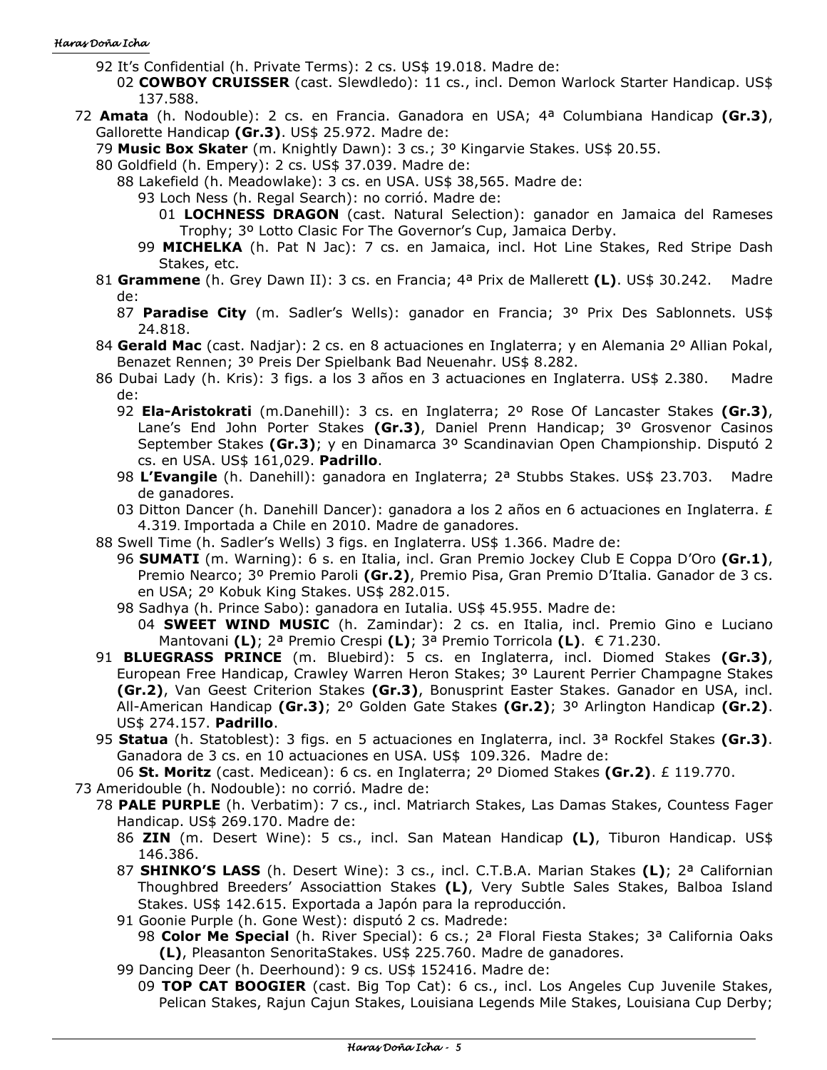92 It's Confidential (h. Private Terms): 2 cs. US$ 19.018. Madre de:
   02 **COWBOY CRUISSER** (cast. Slewdledo): 11 cs., incl. Demon Warlock Starter Handicap. US$ 137.588.

72 **Amata** (h. Nodouble): 2 cs. en Francia. Ganadora en USA; 4ª Columbiana Handicap **(Gr.3)**, Gallorette Handicap **(Gr.3)**. US$ 25.972. Madre de:
   79 **Music Box Skater** (m. Knightly Dawn): 3 cs.; 3º Kingarvie Stakes. US$ 20.55.
   80 Goldfield (h. Empery): 2 cs. US$ 37.039. Madre de:
      88 Lakefield (h. Meadowlake): 3 cs. en USA. US$ 38,565. Madre de:
         93 Loch Ness (h. Regal Search): no corrió. Madre de:
            01 **LOCHNESS DRAGON** (cast. Natural Selection): ganador en Jamaica del Rameses Trophy; 3º Lotto Clasic For The Governor's Cup, Jamaica Derby.
         99 **MICHELKA** (h. Pat N Jac): 7 cs. en Jamaica, incl. Hot Line Stakes, Red Stripe Dash Stakes, etc.
   81 **Grammene** (h. Grey Dawn II): 3 cs. en Francia; 4ª Prix de Mallerett **(L)**. US$ 30.242. Madre de:
      87 **Paradise City** (m. Sadler's Wells): ganador en Francia; 3º Prix Des Sablonnets. US$ 24.818.
   84 **Gerald Mac** (cast. Nadjar): 2 cs. en 8 actuaciones en Inglaterra; y en Alemania 2º Allian Pokal, Benazet Rennen; 3º Preis Der Spielbank Bad Neuenahr. US$ 8.282.
   86 Dubai Lady (h. Kris): 3 figs. a los 3 años en 3 actuaciones en Inglaterra. US$ 2.380. Madre de:
      92 **Ela-Aristokrati** (m.Danehill): 3 cs. en Inglaterra; 2º Rose Of Lancaster Stakes **(Gr.3)**, Lane's End John Porter Stakes **(Gr.3)**, Daniel Prenn Handicap; 3º Grosvenor Casinos September Stakes **(Gr.3)**; y en Dinamarca 3º Scandinavian Open Championship. Disputó 2 cs. en USA. US$ 161,029. **Padrillo**.
      98 **L'Evangile** (h. Danehill): ganadora en Inglaterra; 2ª Stubbs Stakes. US$ 23.703. Madre de ganadores.
      03 Ditton Dancer (h. Danehill Dancer): ganadora a los 2 años en 6 actuaciones en Inglaterra. £ 4.319. Importada a Chile en 2010. Madre de ganadores.
   88 Swell Time (h. Sadler's Wells) 3 figs. en Inglaterra. US$ 1.366. Madre de:
      96 **SUMATI** (m. Warning): 6 s. en Italia, incl. Gran Premio Jockey Club E Coppa D'Oro **(Gr.1)**, Premio Nearco; 3º Premio Paroli **(Gr.2)**, Premio Pisa, Gran Premio D'Italia. Ganador de 3 cs. en USA; 2º Kobuk King Stakes. US$ 282.015.
      98 Sadhya (h. Prince Sabo): ganadora en Iutalia. US$ 45.955. Madre de:
         04 **SWEET WIND MUSIC** (h. Zamindar): 2 cs. en Italia, incl. Premio Gino e Luciano Mantovani **(L)**; 2ª Premio Crespi **(L)**; 3ª Premio Torricola **(L)**. € 71.230.
   91 **BLUEGRASS PRINCE** (m. Bluebird): 5 cs. en Inglaterra, incl. Diomed Stakes **(Gr.3)**, European Free Handicap, Crawley Warren Heron Stakes; 3º Laurent Perrier Champagne Stakes **(Gr.2)**, Van Geest Criterion Stakes **(Gr.3)**, Bonusprint Easter Stakes. Ganador en USA, incl. All-American Handicap **(Gr.3)**; 2º Golden Gate Stakes **(Gr.2)**; 3º Arlington Handicap **(Gr.2)**. US$ 274.157. **Padrillo**.
   95 **Statua** (h. Statoblest): 3 figs. en 5 actuaciones en Inglaterra, incl. 3ª Rockfel Stakes **(Gr.3)**. Ganadora de 3 cs. en 10 actuaciones en USA. US$ 109.326. Madre de:
      06 **St. Moritz** (cast. Medicean): 6 cs. en Inglaterra; 2º Diomed Stakes **(Gr.2)**. £ 119.770.

73 Ameridouble (h. Nodouble): no corrió. Madre de:
   78 **PALE PURPLE** (h. Verbatim): 7 cs., incl. Matriarch Stakes, Las Damas Stakes, Countess Fager Handicap. US$ 269.170. Madre de:
      86 **ZIN** (m. Desert Wine): 5 cs., incl. San Matean Handicap **(L)**, Tiburon Handicap. US$ 146.386.
      87 **SHINKO'S LASS** (h. Desert Wine): 3 cs., incl. C.T.B.A. Marian Stakes **(L)**; 2ª Californian Thoughbred Breeders' Associattion Stakes **(L)**, Very Subtle Sales Stakes, Balboa Island Stakes. US$ 142.615. Exportada a Japón para la reproducción.
      91 Goonie Purple (h. Gone West): disputó 2 cs. Madrede:
         98 **Color Me Special** (h. River Special): 6 cs.; 2ª Floral Fiesta Stakes; 3ª California Oaks **(L)**, Pleasanton SenoritaStakes. US$ 225.760. Madre de ganadores.
      99 Dancing Deer (h. Deerhound): 9 cs. US$ 152416. Madre de:
         09 **TOP CAT BOOGIER** (cast. Big Top Cat): 6 cs., incl. Los Angeles Cup Juvenile Stakes, Pelican Stakes, Rajun Cajun Stakes, Louisiana Legends Mile Stakes, Louisiana Cup Derby;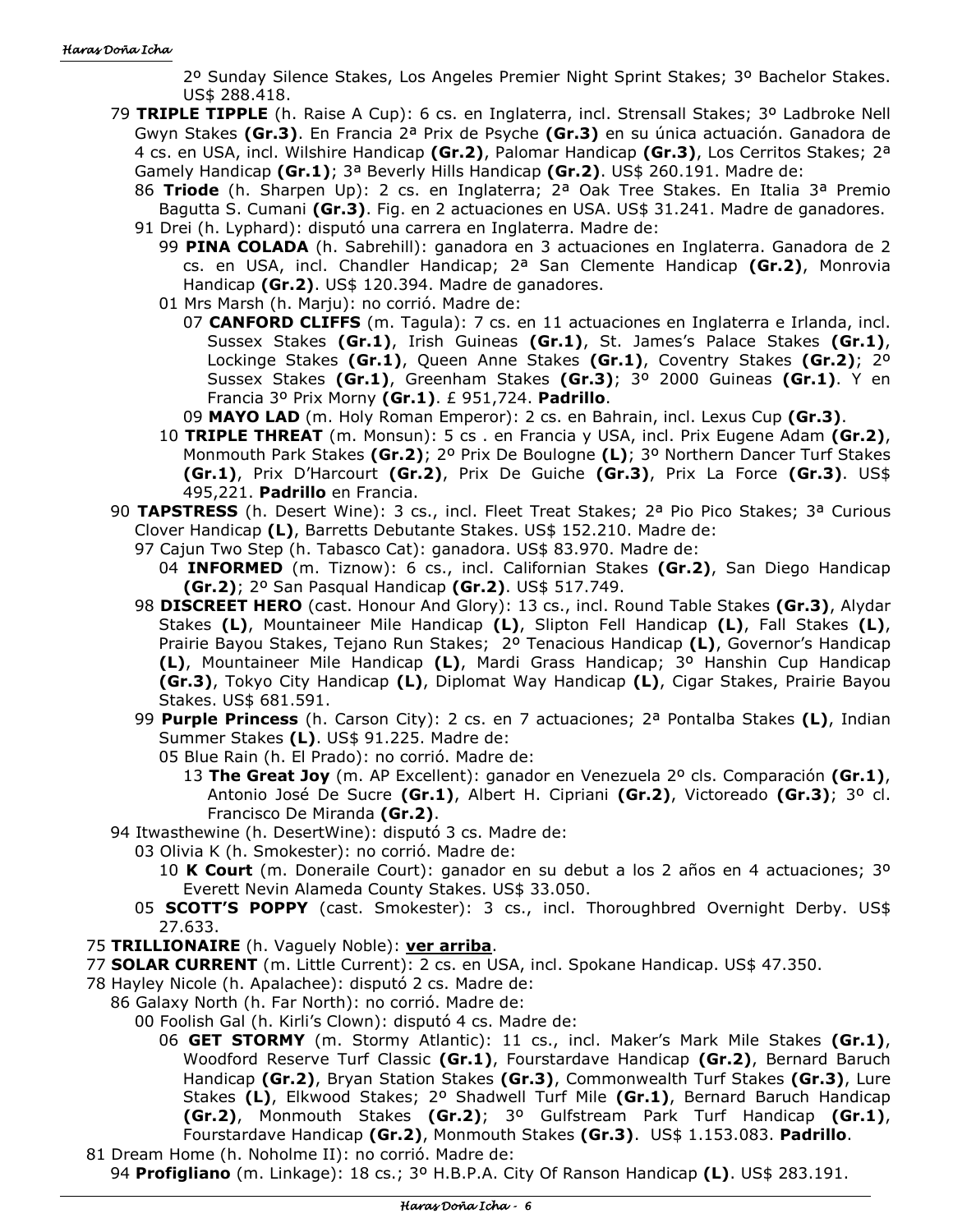2º Sunday Silence Stakes, Los Angeles Premier Night Sprint Stakes; 3º Bachelor Stakes. US$ 288.418.

79 **TRIPLE TIPPLE** (h. Raise A Cup): 6 cs. en Inglaterra, incl. Strensall Stakes; 3º Ladbroke Nell Gwyn Stakes **(Gr.3)**. En Francia 2ª Prix de Psyche **(Gr.3)** en su única actuación. Ganadora de 4 cs. en USA, incl. Wilshire Handicap **(Gr.2)**, Palomar Handicap **(Gr.3)**, Los Cerritos Stakes; 2ª Gamely Handicap **(Gr.1)**; 3ª Beverly Hills Handicap **(Gr.2)**. US$ 260.191. Madre de:

86 **Triode** (h. Sharpen Up): 2 cs. en Inglaterra; 2ª Oak Tree Stakes. En Italia 3ª Premio Bagutta S. Cumani **(Gr.3)**. Fig. en 2 actuaciones en USA. US$ 31.241. Madre de ganadores.

91 Drei (h. Lyphard): disputó una carrera en Inglaterra. Madre de:

99 **PINA COLADA** (h. Sabrehill): ganadora en 3 actuaciones en Inglaterra. Ganadora de 2 cs. en USA, incl. Chandler Handicap; 2ª San Clemente Handicap **(Gr.2)**, Monrovia Handicap **(Gr.2)**. US$ 120.394. Madre de ganadores.

01 Mrs Marsh (h. Marju): no corrió. Madre de:

07 **CANFORD CLIFFS** (m. Tagula): 7 cs. en 11 actuaciones en Inglaterra e Irlanda, incl. Sussex Stakes **(Gr.1)**, Irish Guineas **(Gr.1)**, St. James's Palace Stakes **(Gr.1)**, Lockinge Stakes **(Gr.1)**, Queen Anne Stakes **(Gr.1)**, Coventry Stakes **(Gr.2)**; 2º Sussex Stakes **(Gr.1)**, Greenham Stakes **(Gr.3)**; 3º 2000 Guineas **(Gr.1)**. Y en Francia 3º Prix Morny **(Gr.1)**. £ 951,724. **Padrillo**.

09 **MAYO LAD** (m. Holy Roman Emperor): 2 cs. en Bahrain, incl. Lexus Cup **(Gr.3)**.

10 **TRIPLE THREAT** (m. Monsun): 5 cs . en Francia y USA, incl. Prix Eugene Adam **(Gr.2)**, Monmouth Park Stakes **(Gr.2)**; 2º Prix De Boulogne **(L)**; 3º Northern Dancer Turf Stakes **(Gr.1)**, Prix D'Harcourt **(Gr.2)**, Prix De Guiche **(Gr.3)**, Prix La Force **(Gr.3)**. US$ 495,221. **Padrillo** en Francia.

90 **TAPSTRESS** (h. Desert Wine): 3 cs., incl. Fleet Treat Stakes; 2ª Pio Pico Stakes; 3ª Curious Clover Handicap **(L)**, Barretts Debutante Stakes. US$ 152.210. Madre de:

97 Cajun Two Step (h. Tabasco Cat): ganadora. US$ 83.970. Madre de:

04 **INFORMED** (m. Tiznow): 6 cs., incl. Californian Stakes **(Gr.2)**, San Diego Handicap **(Gr.2)**; 2º San Pasqual Handicap **(Gr.2)**. US$ 517.749.

98 **DISCREET HERO** (cast. Honour And Glory): 13 cs., incl. Round Table Stakes **(Gr.3)**, Alydar Stakes **(L)**, Mountaineer Mile Handicap **(L)**, Slipton Fell Handicap **(L)**, Fall Stakes **(L)**, Prairie Bayou Stakes, Tejano Run Stakes; 2º Tenacious Handicap **(L)**, Governor's Handicap **(L)**, Mountaineer Mile Handicap **(L)**, Mardi Grass Handicap; 3º Hanshin Cup Handicap **(Gr.3)**, Tokyo City Handicap **(L)**, Diplomat Way Handicap **(L)**, Cigar Stakes, Prairie Bayou Stakes. US$ 681.591.

99 **Purple Princess** (h. Carson City): 2 cs. en 7 actuaciones; 2ª Pontalba Stakes **(L)**, Indian Summer Stakes **(L)**. US$ 91.225. Madre de:

05 Blue Rain (h. El Prado): no corrió. Madre de:

13 **The Great Joy** (m. AP Excellent): ganador en Venezuela 2º cls. Comparación **(Gr.1)**, Antonio José De Sucre **(Gr.1)**, Albert H. Cipriani **(Gr.2)**, Victoreado **(Gr.3)**; 3º cl. Francisco De Miranda **(Gr.2)**.

94 Itwasthewine (h. DesertWine): disputó 3 cs. Madre de:

03 Olivia K (h. Smokester): no corrió. Madre de:

10 **K Court** (m. Doneraile Court): ganador en su debut a los 2 años en 4 actuaciones; 3º Everett Nevin Alameda County Stakes. US$ 33.050.

05 **SCOTT'S POPPY** (cast. Smokester): 3 cs., incl. Thoroughbred Overnight Derby. US$ 27.633.

75 **TRILLIONAIRE** (h. Vaguely Noble): **ver arriba**.

77 **SOLAR CURRENT** (m. Little Current): 2 cs. en USA, incl. Spokane Handicap. US$ 47.350.

78 Hayley Nicole (h. Apalachee): disputó 2 cs. Madre de:

86 Galaxy North (h. Far North): no corrió. Madre de:

00 Foolish Gal (h. Kirli's Clown): disputó 4 cs. Madre de:

06 **GET STORMY** (m. Stormy Atlantic): 11 cs., incl. Maker's Mark Mile Stakes **(Gr.1)**, Woodford Reserve Turf Classic **(Gr.1)**, Fourstardave Handicap **(Gr.2)**, Bernard Baruch Handicap **(Gr.2)**, Bryan Station Stakes **(Gr.3)**, Commonwealth Turf Stakes **(Gr.3)**, Lure Stakes **(L)**, Elkwood Stakes; 2º Shadwell Turf Mile **(Gr.1)**, Bernard Baruch Handicap **(Gr.2)**, Monmouth Stakes **(Gr.2)**; 3º Gulfstream Park Turf Handicap **(Gr.1)**, Fourstardave Handicap **(Gr.2)**, Monmouth Stakes **(Gr.3)**. US$ 1.153.083. **Padrillo**.

81 Dream Home (h. Noholme II): no corrió. Madre de:

94 **Profigliano** (m. Linkage): 18 cs.; 3º H.B.P.A. City Of Ranson Handicap **(L)**. US$ 283.191.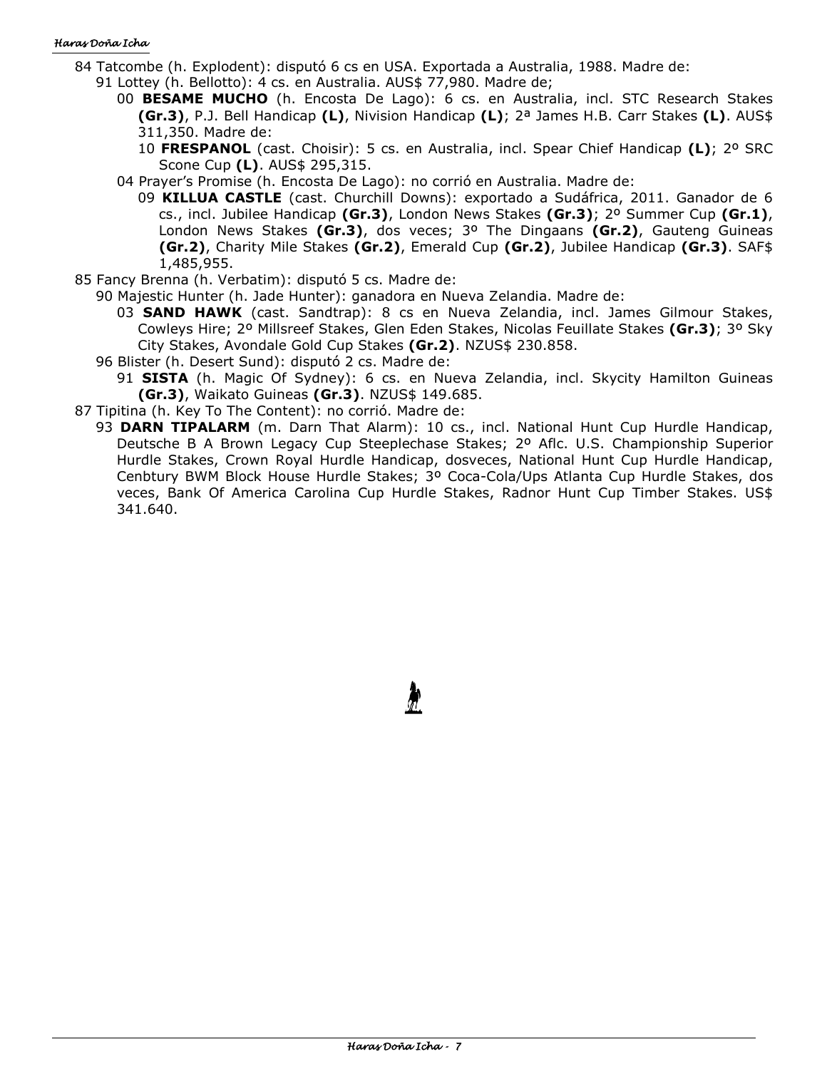84 Tatcombe (h. Explodent): disputó 6 cs en USA. Exportada a Australia, 1988. Madre de:
- 91 Lottey (h. Bellotto): 4 cs. en Australia. AUS$ 77,980. Madre de;
  - 00 **BESAME MUCHO** (h. Encosta De Lago): 6 cs. en Australia, incl. STC Research Stakes **(Gr.3)**, P.J. Bell Handicap **(L)**, Nivision Handicap **(L)**; 2ª James H.B. Carr Stakes **(L)**. AUS$ 311,350. Madre de:
    - 10 **FRESPANOL** (cast. Choisir): 5 cs. en Australia, incl. Spear Chief Handicap **(L)**; 2º SRC Scone Cup **(L)**. AUS$ 295,315.
- 04 Prayer's Promise (h. Encosta De Lago): no corrió en Australia. Madre de:
  - 09 **KILLUA CASTLE** (cast. Churchill Downs): exportado a Sudáfrica, 2011. Ganador de 6 cs., incl. Jubilee Handicap **(Gr.3)**, London News Stakes **(Gr.3)**; 2º Summer Cup **(Gr.1)**, London News Stakes **(Gr.3)**, dos veces; 3º The Dingaans **(Gr.2)**, Gauteng Guineas **(Gr.2)**, Charity Mile Stakes **(Gr.2)**, Emerald Cup **(Gr.2)**, Jubilee Handicap **(Gr.3)**. SAF$ 1,485,955.

85 Fancy Brenna (h. Verbatim): disputó 5 cs. Madre de:
- 90 Majestic Hunter (h. Jade Hunter): ganadora en Nueva Zelandia. Madre de:
  - 03 **SAND HAWK** (cast. Sandtrap): 8 cs en Nueva Zelandia, incl. James Gilmour Stakes, Cowleys Hire; 2º Millsreef Stakes, Glen Eden Stakes, Nicolas Feuillate Stakes **(Gr.3)**; 3º Sky City Stakes, Avondale Gold Cup Stakes **(Gr.2)**. NZUS$ 230.858.
- 96 Blister (h. Desert Sund): disputó 2 cs. Madre de:
  - 91 **SISTA** (h. Magic Of Sydney): 6 cs. en Nueva Zelandia, incl. Skycity Hamilton Guineas **(Gr.3)**, Waikato Guineas **(Gr.3)**. NZUS$ 149.685.

87 Tipitina (h. Key To The Content): no corrió. Madre de:
- 93 **DARN TIPALARM** (m. Darn That Alarm): 10 cs., incl. National Hunt Cup Hurdle Handicap, Deutsche B A Brown Legacy Cup Steeplechase Stakes; 2º Aflc. U.S. Championship Superior Hurdle Stakes, Crown Royal Hurdle Handicap, dosveces, National Hunt Cup Hurdle Handicap, Cenbtury BWM Block House Hurdle Stakes; 3º Coca-Cola/Ups Atlanta Cup Hurdle Stakes, dos veces, Bank Of America Carolina Cup Hurdle Stakes, Radnor Hunt Cup Timber Stakes. US$ 341.640.